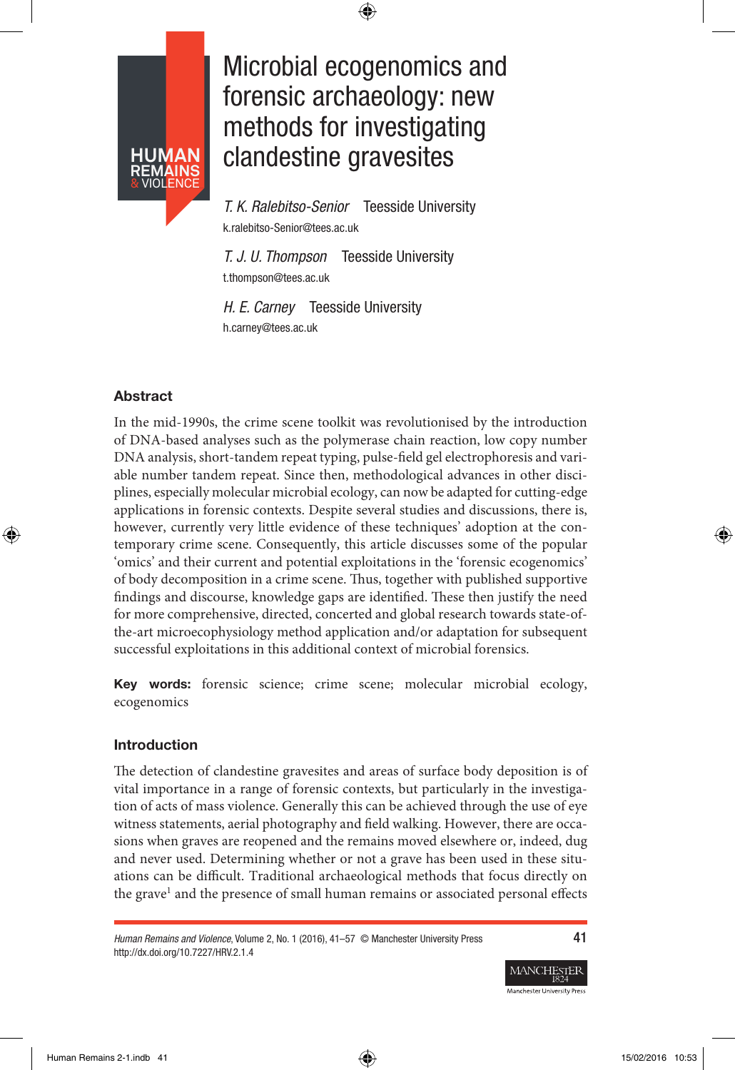# Microbial ecogenomics and forensic archaeology: new methods for investigating clandestine gravesites

*T. K. Ralebitso-Senior* Teesside University
k.ralebitso-Senior@tees.ac.uk

*T. J. U. Thompson* Teesside University
t.thompson@tees.ac.uk

*H. E. Carney* Teesside University
h.carney@tees.ac.uk

## Abstract

In the mid-1990s, the crime scene toolkit was revolutionised by the introduction of DNA-based analyses such as the polymerase chain reaction, low copy number DNA analysis, short-tandem repeat typing, pulse-field gel electrophoresis and variable number tandem repeat. Since then, methodological advances in other disciplines, especially molecular microbial ecology, can now be adapted for cutting-edge applications in forensic contexts. Despite several studies and discussions, there is, however, currently very little evidence of these techniques' adoption at the contemporary crime scene. Consequently, this article discusses some of the popular 'omics' and their current and potential exploitations in the 'forensic ecogenomics' of body decomposition in a crime scene. Thus, together with published supportive findings and discourse, knowledge gaps are identified. These then justify the need for more comprehensive, directed, concerted and global research towards state-of-the-art microecophysiology method application and/or adaptation for subsequent successful exploitations in this additional context of microbial forensics.

**Key words:** forensic science; crime scene; molecular microbial ecology, ecogenomics

## Introduction

The detection of clandestine gravesites and areas of surface body deposition is of vital importance in a range of forensic contexts, but particularly in the investigation of acts of mass violence. Generally this can be achieved through the use of eye witness statements, aerial photography and field walking. However, there are occasions when graves are reopened and the remains moved elsewhere or, indeed, dug and never used. Determining whether or not a grave has been used in these situations can be difficult. Traditional archaeological methods that focus directly on the grave[1] and the presence of small human remains or associated personal effects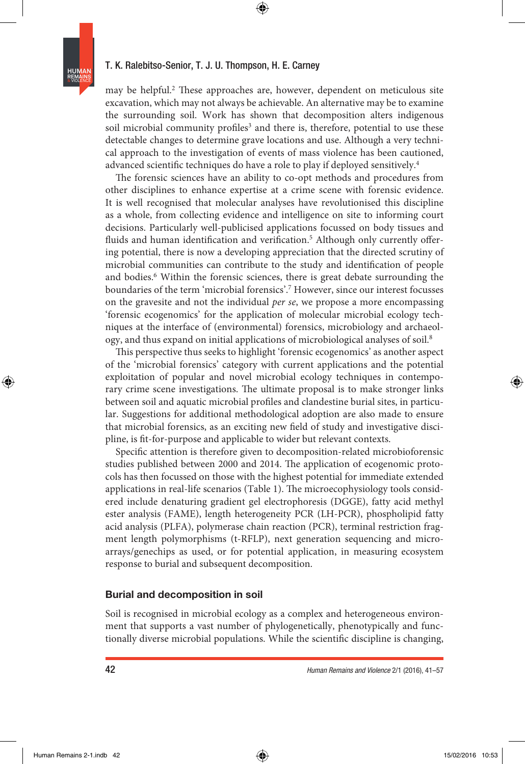may be helpful.[2] These approaches are, however, dependent on meticulous site excavation, which may not always be achievable. An alternative may be to examine the surrounding soil. Work has shown that decomposition alters indigenous soil microbial community profiles[3] and there is, therefore, potential to use these detectable changes to determine grave locations and use. Although a very technical approach to the investigation of events of mass violence has been cautioned, advanced scientific techniques do have a role to play if deployed sensitively.[4]

The forensic sciences have an ability to co-opt methods and procedures from other disciplines to enhance expertise at a crime scene with forensic evidence. It is well recognised that molecular analyses have revolutionised this discipline as a whole, from collecting evidence and intelligence on site to informing court decisions. Particularly well-publicised applications focussed on body tissues and fluids and human identification and verification.[5] Although only currently offering potential, there is now a developing appreciation that the directed scrutiny of microbial communities can contribute to the study and identification of people and bodies.[6] Within the forensic sciences, there is great debate surrounding the boundaries of the term 'microbial forensics'.[7] However, since our interest focusses on the gravesite and not the individual *per se*, we propose a more encompassing 'forensic ecogenomics' for the application of molecular microbial ecology techniques at the interface of (environmental) forensics, microbiology and archaeology, and thus expand on initial applications of microbiological analyses of soil.[8]

This perspective thus seeks to highlight 'forensic ecogenomics' as another aspect of the 'microbial forensics' category with current applications and the potential exploitation of popular and novel microbial ecology techniques in contemporary crime scene investigations. The ultimate proposal is to make stronger links between soil and aquatic microbial profiles and clandestine burial sites, in particular. Suggestions for additional methodological adoption are also made to ensure that microbial forensics, as an exciting new field of study and investigative discipline, is fit-for-purpose and applicable to wider but relevant contexts.

Specific attention is therefore given to decomposition-related microbioforensic studies published between 2000 and 2014. The application of ecogenomic protocols has then focussed on those with the highest potential for immediate extended applications in real-life scenarios (Table 1). The microecophysiology tools considered include denaturing gradient gel electrophoresis (DGGE), fatty acid methyl ester analysis (FAME), length heterogeneity PCR (LH-PCR), phospholipid fatty acid analysis (PLFA), polymerase chain reaction (PCR), terminal restriction fragment length polymorphisms (t-RFLP), next generation sequencing and microarrays/genechips as used, or for potential application, in measuring ecosystem response to burial and subsequent decomposition.

## Burial and decomposition in soil

Soil is recognised in microbial ecology as a complex and heterogeneous environment that supports a vast number of phylogenetically, phenotypically and functionally diverse microbial populations. While the scientific discipline is changing,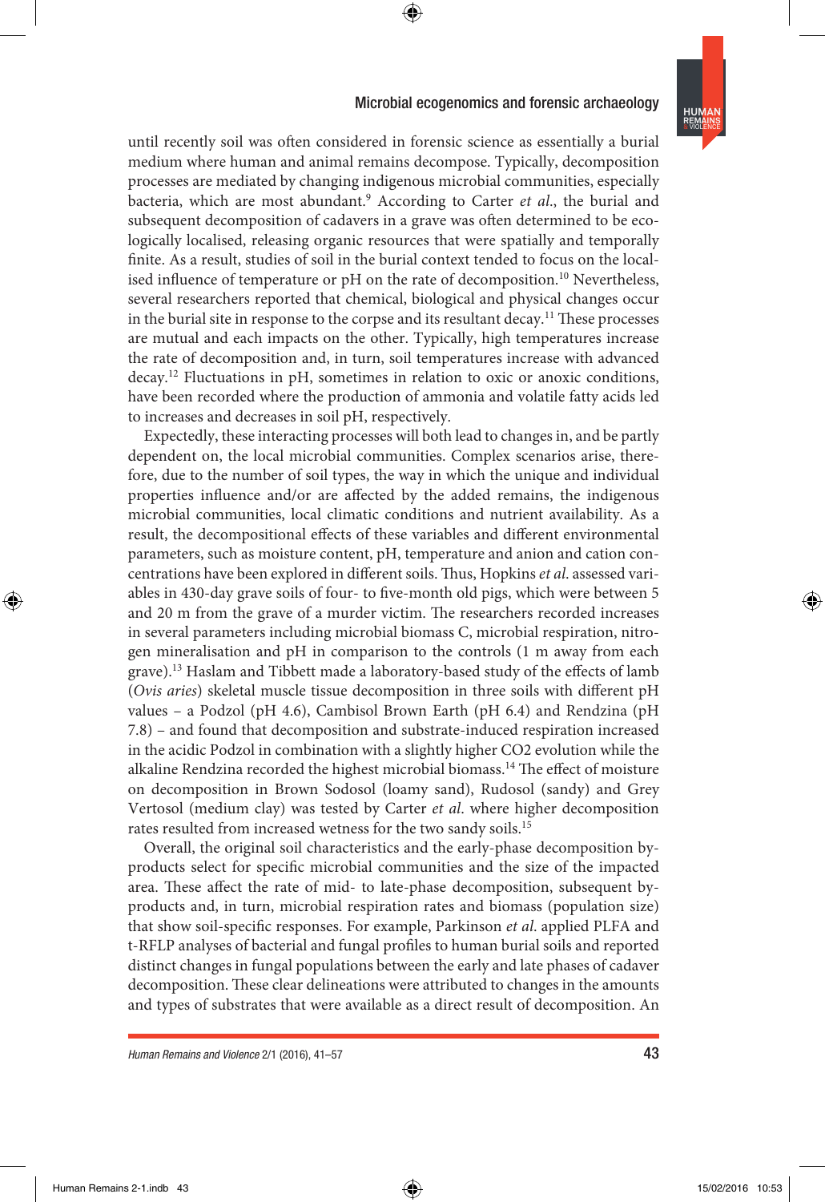until recently soil was often considered in forensic science as essentially a burial medium where human and animal remains decompose. Typically, decomposition processes are mediated by changing indigenous microbial communities, especially bacteria, which are most abundant.[9] According to Carter *et al*., the burial and subsequent decomposition of cadavers in a grave was often determined to be ecologically localised, releasing organic resources that were spatially and temporally finite. As a result, studies of soil in the burial context tended to focus on the localised influence of temperature or pH on the rate of decomposition.[10] Nevertheless, several researchers reported that chemical, biological and physical changes occur in the burial site in response to the corpse and its resultant decay.[11] These processes are mutual and each impacts on the other. Typically, high temperatures increase the rate of decomposition and, in turn, soil temperatures increase with advanced decay.[12] Fluctuations in pH, sometimes in relation to oxic or anoxic conditions, have been recorded where the production of ammonia and volatile fatty acids led to increases and decreases in soil pH, respectively.

Expectedly, these interacting processes will both lead to changes in, and be partly dependent on, the local microbial communities. Complex scenarios arise, therefore, due to the number of soil types, the way in which the unique and individual properties influence and/or are affected by the added remains, the indigenous microbial communities, local climatic conditions and nutrient availability. As a result, the decompositional effects of these variables and different environmental parameters, such as moisture content, pH, temperature and anion and cation concentrations have been explored in different soils. Thus, Hopkins *et al*. assessed variables in 430-day grave soils of four- to five-month old pigs, which were between 5 and 20 m from the grave of a murder victim. The researchers recorded increases in several parameters including microbial biomass C, microbial respiration, nitrogen mineralisation and pH in comparison to the controls (1 m away from each grave).[13] Haslam and Tibbett made a laboratory-based study of the effects of lamb (*Ovis aries*) skeletal muscle tissue decomposition in three soils with different pH values – a Podzol (pH 4.6), Cambisol Brown Earth (pH 6.4) and Rendzina (pH 7.8) – and found that decomposition and substrate-induced respiration increased in the acidic Podzol in combination with a slightly higher $CO_2$ evolution while the alkaline Rendzina recorded the highest microbial biomass.[14] The effect of moisture on decomposition in Brown Sodosol (loamy sand), Rudosol (sandy) and Grey Vertosol (medium clay) was tested by Carter *et al*. where higher decomposition rates resulted from increased wetness for the two sandy soils.[15]

Overall, the original soil characteristics and the early-phase decomposition by-products select for specific microbial communities and the size of the impacted area. These affect the rate of mid- to late-phase decomposition, subsequent by-products and, in turn, microbial respiration rates and biomass (population size) that show soil-specific responses. For example, Parkinson *et al*. applied PLFA and t-RFLP analyses of bacterial and fungal profiles to human burial soils and reported distinct changes in fungal populations between the early and late phases of cadaver decomposition. These clear delineations were attributed to changes in the amounts and types of substrates that were available as a direct result of decomposition. An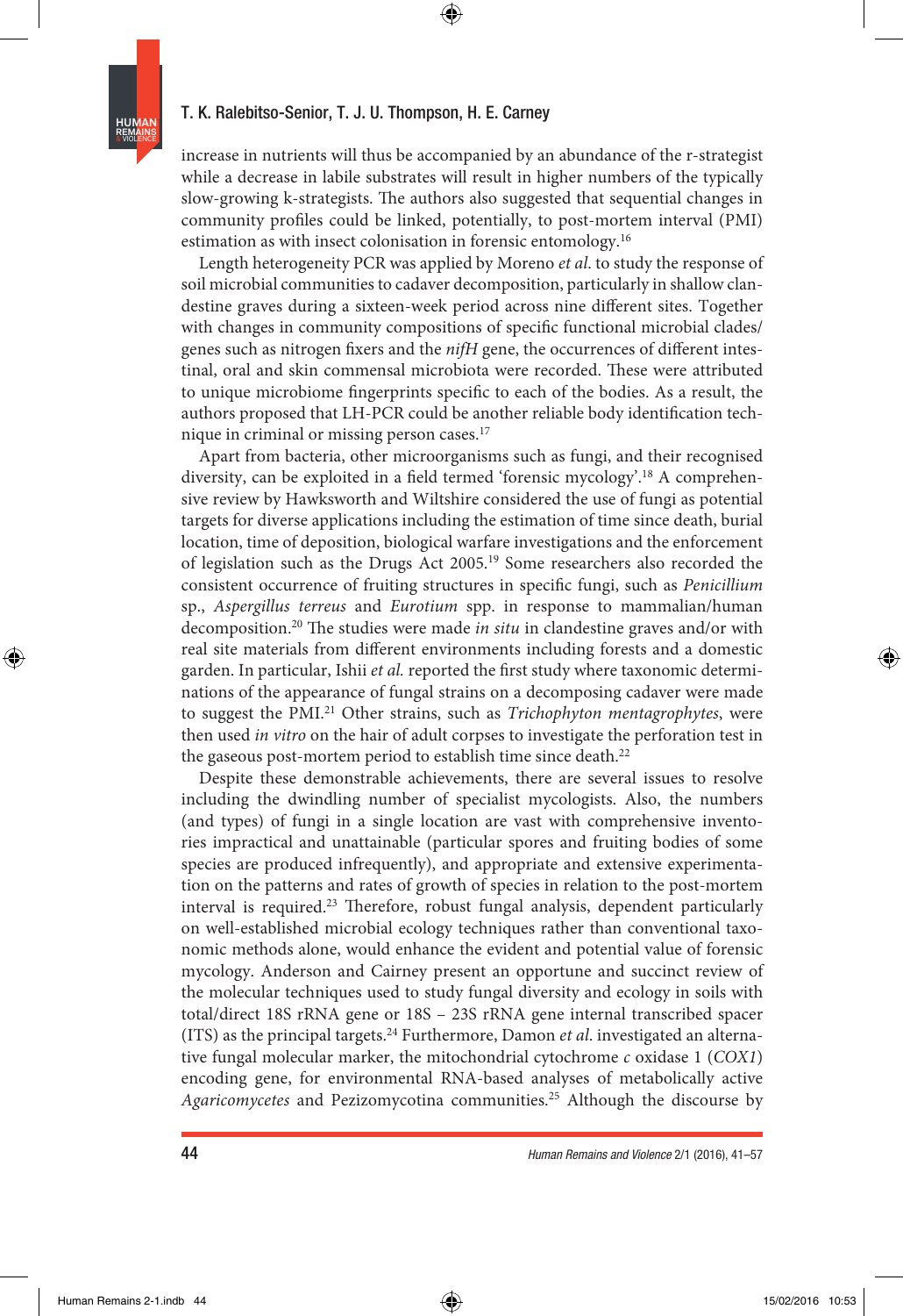increase in nutrients will thus be accompanied by an abundance of the r-strategist while a decrease in labile substrates will result in higher numbers of the typically slow-growing k-strategists. The authors also suggested that sequential changes in community profiles could be linked, potentially, to post-mortem interval (PMI) estimation as with insect colonisation in forensic entomology.[16]

Length heterogeneity PCR was applied by Moreno *et al*. to study the response of soil microbial communities to cadaver decomposition, particularly in shallow clandestine graves during a sixteen-week period across nine different sites. Together with changes in community compositions of specific functional microbial clades/genes such as nitrogen fixers and the *nifH* gene, the occurrences of different intestinal, oral and skin commensal microbiota were recorded. These were attributed to unique microbiome fingerprints specific to each of the bodies. As a result, the authors proposed that LH-PCR could be another reliable body identification technique in criminal or missing person cases.[17]

Apart from bacteria, other microorganisms such as fungi, and their recognised diversity, can be exploited in a field termed 'forensic mycology'.[18] A comprehensive review by Hawksworth and Wiltshire considered the use of fungi as potential targets for diverse applications including the estimation of time since death, burial location, time of deposition, biological warfare investigations and the enforcement of legislation such as the Drugs Act 2005.[19] Some researchers also recorded the consistent occurrence of fruiting structures in specific fungi, such as *Penicillium* sp., *Aspergillus terreus* and *Eurotium* spp. in response to mammalian/human decomposition.[20] The studies were made *in situ* in clandestine graves and/or with real site materials from different environments including forests and a domestic garden. In particular, Ishii *et al.* reported the first study where taxonomic determinations of the appearance of fungal strains on a decomposing cadaver were made to suggest the PMI.[21] Other strains, such as *Trichophyton mentagrophytes*, were then used *in vitro* on the hair of adult corpses to investigate the perforation test in the gaseous post-mortem period to establish time since death.[22]

Despite these demonstrable achievements, there are several issues to resolve including the dwindling number of specialist mycologists. Also, the numbers (and types) of fungi in a single location are vast with comprehensive inventories impractical and unattainable (particular spores and fruiting bodies of some species are produced infrequently), and appropriate and extensive experimentation on the patterns and rates of growth of species in relation to the post-mortem interval is required.[23] Therefore, robust fungal analysis, dependent particularly on well-established microbial ecology techniques rather than conventional taxonomic methods alone, would enhance the evident and potential value of forensic mycology. Anderson and Cairney present an opportune and succinct review of the molecular techniques used to study fungal diversity and ecology in soils with total/direct 18S rRNA gene or 18S – 23S rRNA gene internal transcribed spacer (ITS) as the principal targets.[24] Furthermore, Damon *et al*. investigated an alternative fungal molecular marker, the mitochondrial cytochrome *c* oxidase 1 (*COX1*) encoding gene, for environmental RNA-based analyses of metabolically active *Agaricomycetes* and Pezizomycotina communities.[25] Although the discourse by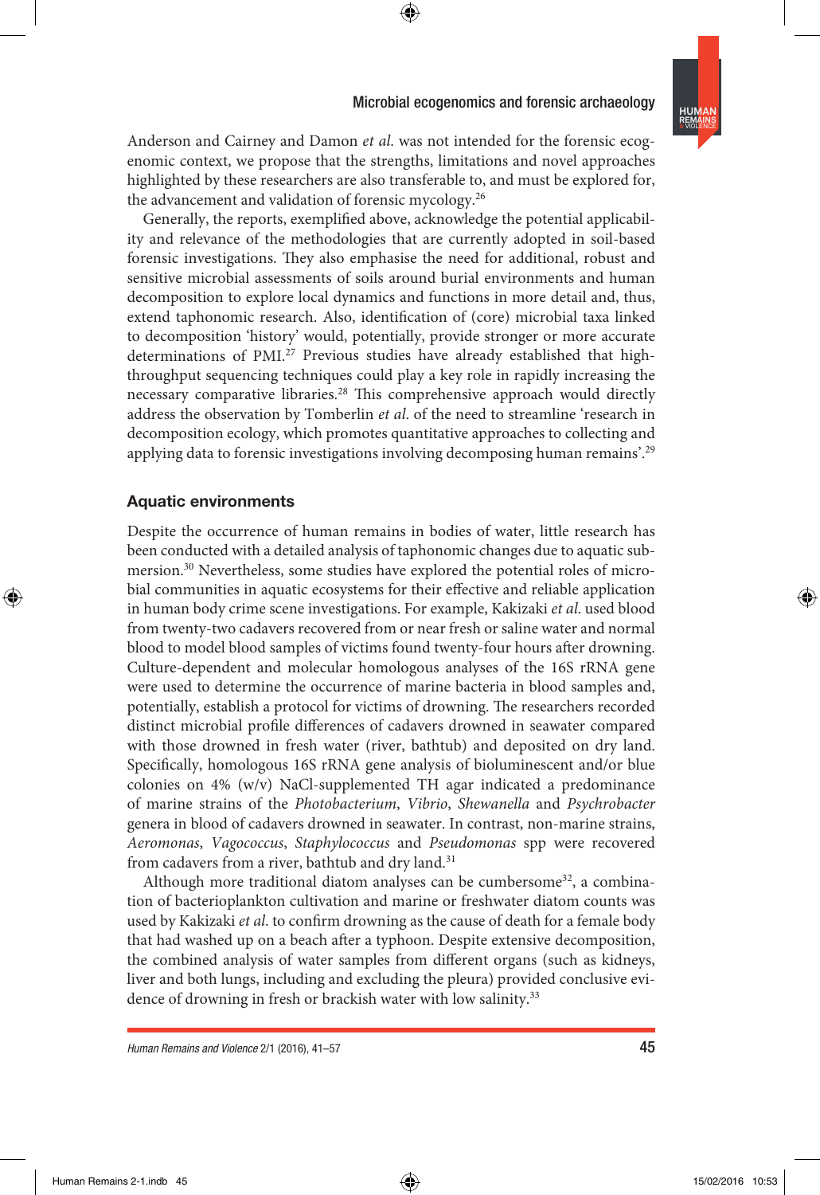Anderson and Cairney and Damon *et al.* was not intended for the forensic ecogenomic context, we propose that the strengths, limitations and novel approaches highlighted by these researchers are also transferable to, and must be explored for, the advancement and validation of forensic mycology.[26]

Generally, the reports, exemplified above, acknowledge the potential applicability and relevance of the methodologies that are currently adopted in soil-based forensic investigations. They also emphasise the need for additional, robust and sensitive microbial assessments of soils around burial environments and human decomposition to explore local dynamics and functions in more detail and, thus, extend taphonomic research. Also, identification of (core) microbial taxa linked to decomposition 'history' would, potentially, provide stronger or more accurate determinations of PMI.[27] Previous studies have already established that high-throughput sequencing techniques could play a key role in rapidly increasing the necessary comparative libraries.[28] This comprehensive approach would directly address the observation by Tomberlin *et al.* of the need to streamline 'research in decomposition ecology, which promotes quantitative approaches to collecting and applying data to forensic investigations involving decomposing human remains'.[29]

## Aquatic environments

Despite the occurrence of human remains in bodies of water, little research has been conducted with a detailed analysis of taphonomic changes due to aquatic submersion.[30] Nevertheless, some studies have explored the potential roles of microbial communities in aquatic ecosystems for their effective and reliable application in human body crime scene investigations. For example, Kakizaki *et al.* used blood from twenty-two cadavers recovered from or near fresh or saline water and normal blood to model blood samples of victims found twenty-four hours after drowning. Culture-dependent and molecular homologous analyses of the 16S rRNA gene were used to determine the occurrence of marine bacteria in blood samples and, potentially, establish a protocol for victims of drowning. The researchers recorded distinct microbial profile differences of cadavers drowned in seawater compared with those drowned in fresh water (river, bathtub) and deposited on dry land. Specifically, homologous 16S rRNA gene analysis of bioluminescent and/or blue colonies on 4% (w/v) NaCl-supplemented TH agar indicated a predominance of marine strains of the *Photobacterium*, *Vibrio*, *Shewanella* and *Psychrobacter* genera in blood of cadavers drowned in seawater. In contrast, non-marine strains, *Aeromonas*, *Vagococcus*, *Staphylococcus* and *Pseudomonas* spp were recovered from cadavers from a river, bathtub and dry land.[31]

Although more traditional diatom analyses can be cumbersome[32], a combination of bacterioplankton cultivation and marine or freshwater diatom counts was used by Kakizaki *et al.* to confirm drowning as the cause of death for a female body that had washed up on a beach after a typhoon. Despite extensive decomposition, the combined analysis of water samples from different organs (such as kidneys, liver and both lungs, including and excluding the pleura) provided conclusive evidence of drowning in fresh or brackish water with low salinity.[33]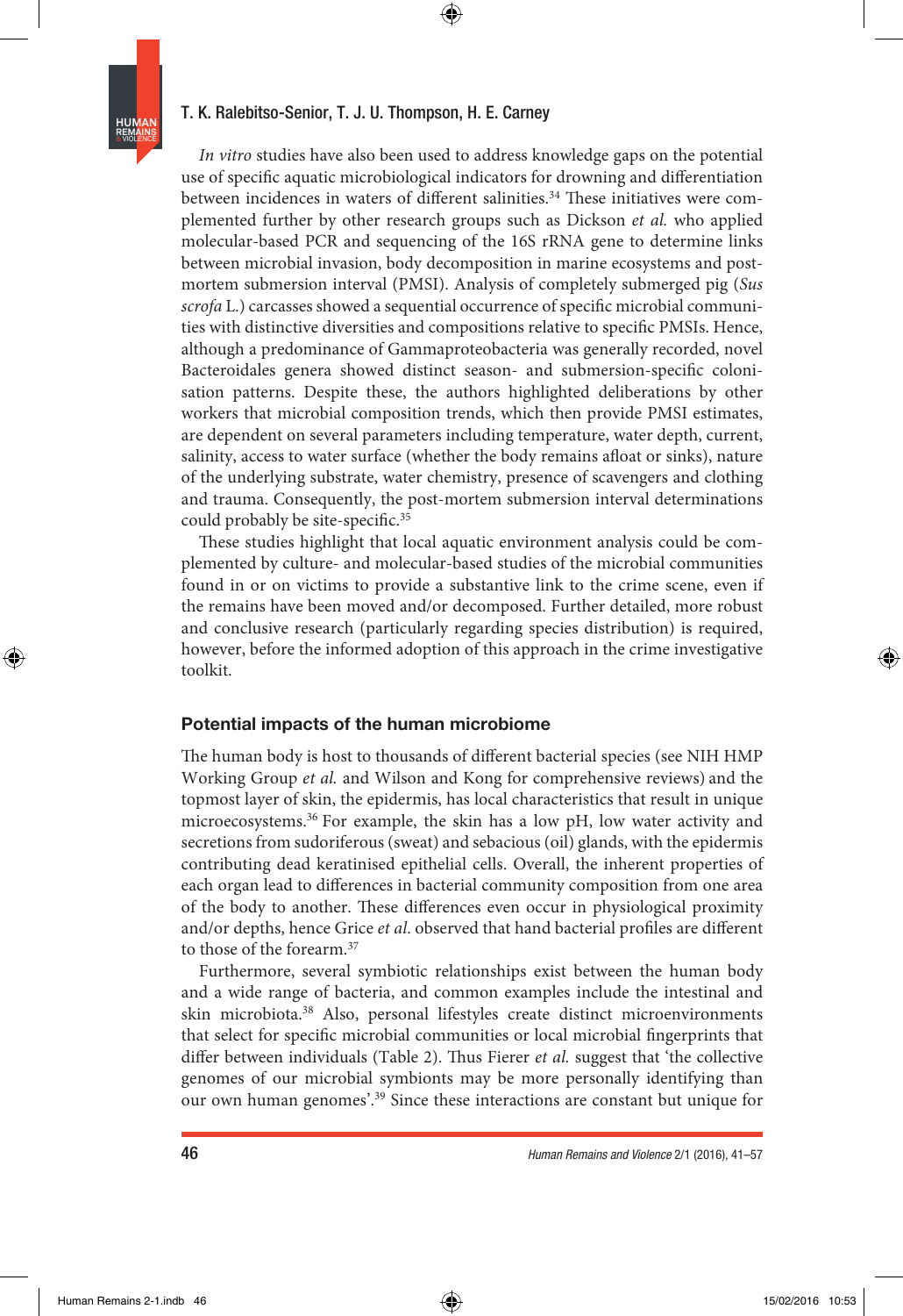*In vitro* studies have also been used to address knowledge gaps on the potential use of specific aquatic microbiological indicators for drowning and differentiation between incidences in waters of different salinities.[34] These initiatives were complemented further by other research groups such as Dickson *et al.* who applied molecular-based PCR and sequencing of the 16S rRNA gene to determine links between microbial invasion, body decomposition in marine ecosystems and post-mortem submersion interval (PMSI). Analysis of completely submerged pig (*Sus scrofa* L.) carcasses showed a sequential occurrence of specific microbial communities with distinctive diversities and compositions relative to specific PMSIs. Hence, although a predominance of Gammaproteobacteria was generally recorded, novel Bacteroidales genera showed distinct season- and submersion-specific colonisation patterns. Despite these, the authors highlighted deliberations by other workers that microbial composition trends, which then provide PMSI estimates, are dependent on several parameters including temperature, water depth, current, salinity, access to water surface (whether the body remains afloat or sinks), nature of the underlying substrate, water chemistry, presence of scavengers and clothing and trauma. Consequently, the post-mortem submersion interval determinations could probably be site-specific.[35]

These studies highlight that local aquatic environment analysis could be complemented by culture- and molecular-based studies of the microbial communities found in or on victims to provide a substantive link to the crime scene, even if the remains have been moved and/or decomposed. Further detailed, more robust and conclusive research (particularly regarding species distribution) is required, however, before the informed adoption of this approach in the crime investigative toolkit.

## Potential impacts of the human microbiome

The human body is host to thousands of different bacterial species (see NIH HMP Working Group *et al.* and Wilson and Kong for comprehensive reviews) and the topmost layer of skin, the epidermis, has local characteristics that result in unique microecosystems.[36] For example, the skin has a low pH, low water activity and secretions from sudoriferous (sweat) and sebacious (oil) glands, with the epidermis contributing dead keratinised epithelial cells. Overall, the inherent properties of each organ lead to differences in bacterial community composition from one area of the body to another. These differences even occur in physiological proximity and/or depths, hence Grice *et al.* observed that hand bacterial profiles are different to those of the forearm.[37]

Furthermore, several symbiotic relationships exist between the human body and a wide range of bacteria, and common examples include the intestinal and skin microbiota.[38] Also, personal lifestyles create distinct microenvironments that select for specific microbial communities or local microbial fingerprints that differ between individuals (Table 2). Thus Fierer *et al.* suggest that 'the collective genomes of our microbial symbionts may be more personally identifying than our own human genomes'.[39] Since these interactions are constant but unique for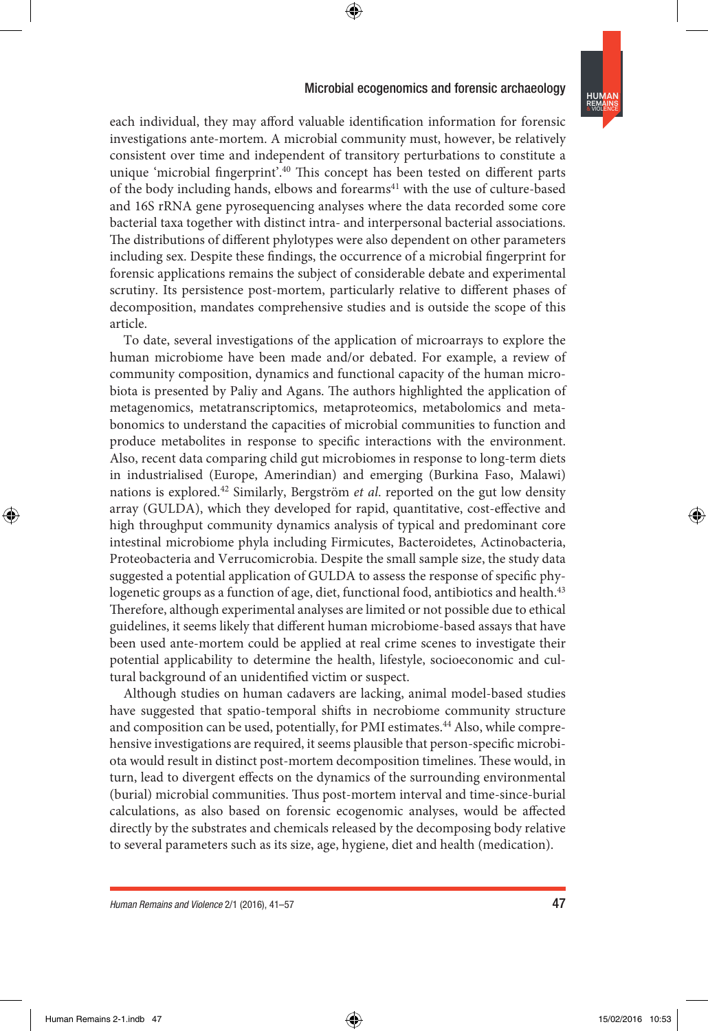each individual, they may afford valuable identification information for forensic investigations ante-mortem. A microbial community must, however, be relatively consistent over time and independent of transitory perturbations to constitute a unique 'microbial fingerprint'.[40] This concept has been tested on different parts of the body including hands, elbows and forearms[41] with the use of culture-based and 16S rRNA gene pyrosequencing analyses where the data recorded some core bacterial taxa together with distinct intra- and interpersonal bacterial associations. The distributions of different phylotypes were also dependent on other parameters including sex. Despite these findings, the occurrence of a microbial fingerprint for forensic applications remains the subject of considerable debate and experimental scrutiny. Its persistence post-mortem, particularly relative to different phases of decomposition, mandates comprehensive studies and is outside the scope of this article.

To date, several investigations of the application of microarrays to explore the human microbiome have been made and/or debated. For example, a review of community composition, dynamics and functional capacity of the human microbiota is presented by Paliy and Agans. The authors highlighted the application of metagenomics, metatranscriptomics, metaproteomics, metabolomics and metabonomics to understand the capacities of microbial communities to function and produce metabolites in response to specific interactions with the environment. Also, recent data comparing child gut microbiomes in response to long-term diets in industrialised (Europe, Amerindian) and emerging (Burkina Faso, Malawi) nations is explored.[42] Similarly, Bergström *et al.* reported on the gut low density array (GULDA), which they developed for rapid, quantitative, cost-effective and high throughput community dynamics analysis of typical and predominant core intestinal microbiome phyla including Firmicutes, Bacteroidetes, Actinobacteria, Proteobacteria and Verrucomicrobia. Despite the small sample size, the study data suggested a potential application of GULDA to assess the response of specific phylogenetic groups as a function of age, diet, functional food, antibiotics and health.[43] Therefore, although experimental analyses are limited or not possible due to ethical guidelines, it seems likely that different human microbiome-based assays that have been used ante-mortem could be applied at real crime scenes to investigate their potential applicability to determine the health, lifestyle, socioeconomic and cultural background of an unidentified victim or suspect.

Although studies on human cadavers are lacking, animal model-based studies have suggested that spatio-temporal shifts in necrobiome community structure and composition can be used, potentially, for PMI estimates.[44] Also, while comprehensive investigations are required, it seems plausible that person-specific microbiota would result in distinct post-mortem decomposition timelines. These would, in turn, lead to divergent effects on the dynamics of the surrounding environmental (burial) microbial communities. Thus post-mortem interval and time-since-burial calculations, as also based on forensic ecogenomic analyses, would be affected directly by the substrates and chemicals released by the decomposing body relative to several parameters such as its size, age, hygiene, diet and health (medication).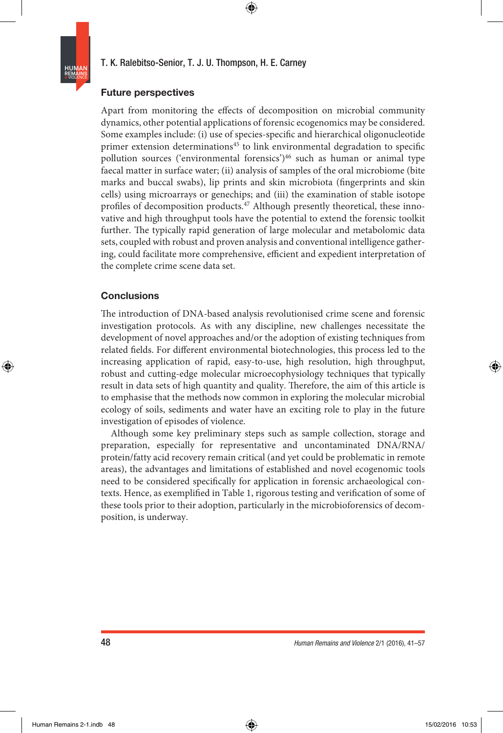## Future perspectives

Apart from monitoring the effects of decomposition on microbial community dynamics, other potential applications of forensic ecogenomics may be considered. Some examples include: (i) use of species-specific and hierarchical oligonucleotide primer extension determinations[45] to link environmental degradation to specific pollution sources ('environmental forensics')[46] such as human or animal type faecal matter in surface water; (ii) analysis of samples of the oral microbiome (bite marks and buccal swabs), lip prints and skin microbiota (fingerprints and skin cells) using microarrays or genechips; and (iii) the examination of stable isotope profiles of decomposition products.[47] Although presently theoretical, these innovative and high throughput tools have the potential to extend the forensic toolkit further. The typically rapid generation of large molecular and metabolomic data sets, coupled with robust and proven analysis and conventional intelligence gathering, could facilitate more comprehensive, efficient and expedient interpretation of the complete crime scene data set.

## Conclusions

The introduction of DNA-based analysis revolutionised crime scene and forensic investigation protocols. As with any discipline, new challenges necessitate the development of novel approaches and/or the adoption of existing techniques from related fields. For different environmental biotechnologies, this process led to the increasing application of rapid, easy-to-use, high resolution, high throughput, robust and cutting-edge molecular microecophysiology techniques that typically result in data sets of high quantity and quality. Therefore, the aim of this article is to emphasise that the methods now common in exploring the molecular microbial ecology of soils, sediments and water have an exciting role to play in the future investigation of episodes of violence.

Although some key preliminary steps such as sample collection, storage and preparation, especially for representative and uncontaminated DNA/RNA/protein/fatty acid recovery remain critical (and yet could be problematic in remote areas), the advantages and limitations of established and novel ecogenomic tools need to be considered specifically for application in forensic archaeological contexts. Hence, as exemplified in Table 1, rigorous testing and verification of some of these tools prior to their adoption, particularly in the microbioforensics of decomposition, is underway.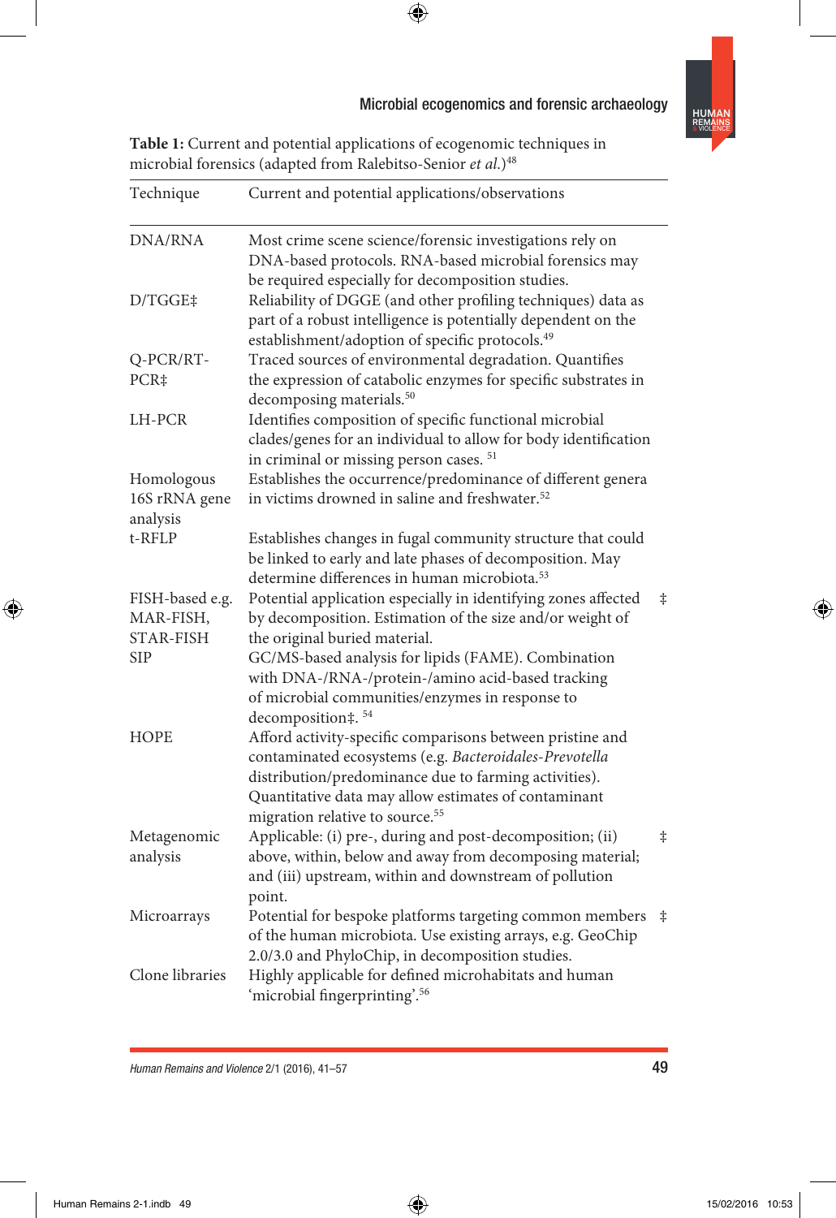**Table 1:** Current and potential applications of ecogenomic techniques in microbial forensics (adapted from Ralebitso-Senior *et al.*)[48]

| Technique | Current and potential applications/observations | |
|---|---|---|
| DNA/RNA | Most crime scene science/forensic investigations rely on DNA-based protocols. RNA-based microbial forensics may be required especially for decomposition studies. | |
| D/TGGE‡ | Reliability of DGGE (and other profiling techniques) data as part of a robust intelligence is potentially dependent on the establishment/adoption of specific protocols.[49] | |
| Q-PCR/RT-PCR‡ | Traced sources of environmental degradation. Quantifies the expression of catabolic enzymes for specific substrates in decomposing materials.[50] | |
| LH-PCR | Identifies composition of specific functional microbial clades/genes for an individual to allow for body identification in criminal or missing person cases. [51] | |
| Homologous 16S rRNA gene analysis | Establishes the occurrence/predominance of different genera in victims drowned in saline and freshwater.[52] | |
| t-RFLP | Establishes changes in fugal community structure that could be linked to early and late phases of decomposition. May determine differences in human microbiota.[53] | |
| FISH-based e.g. MAR-FISH, STAR-FISH | Potential application especially in identifying zones affected by decomposition. Estimation of the size and/or weight of the original buried material. | ‡ |
| SIP | GC/MS-based analysis for lipids (FAME). Combination with DNA-/RNA-/protein-/amino acid-based tracking of microbial communities/enzymes in response to decomposition‡. [54] | |
| HOPE | Afford activity-specific comparisons between pristine and contaminated ecosystems (e.g. *Bacteroidales-Prevotella* distribution/predominance due to farming activities). Quantitative data may allow estimates of contaminant migration relative to source.[55] | |
| Metagenomic analysis | Applicable: (i) pre-, during and post-decomposition; (ii) above, within, below and away from decomposing material; and (iii) upstream, within and downstream of pollution point. | ‡ |
| Microarrays | Potential for bespoke platforms targeting common members of the human microbiota. Use existing arrays, e.g. GeoChip 2.0/3.0 and PhyloChip, in decomposition studies. | ‡ |
| Clone libraries | Highly applicable for defined microhabitats and human 'microbial fingerprinting'.[56] | |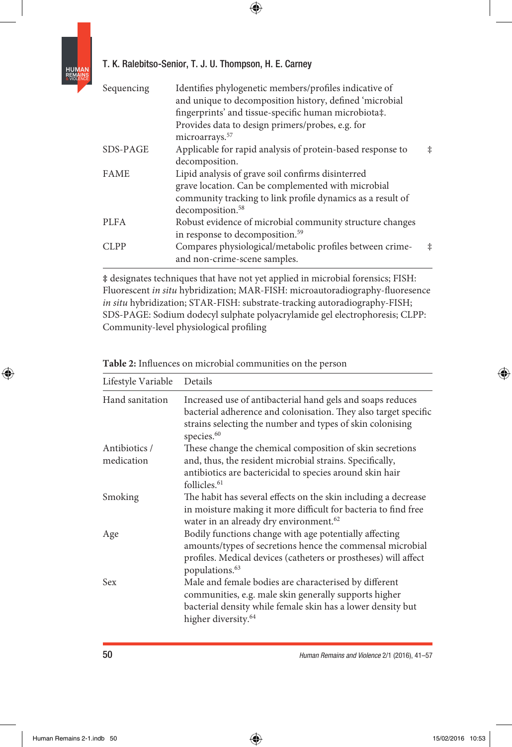| | | |
|---|---|---|
| Sequencing | Identifies phylogenetic members/profiles indicative of and unique to decomposition history, defined 'microbial fingerprints' and tissue-specific human microbiota‡. Provides data to design primers/probes, e.g. for microarrays.[57] | |
| SDS-PAGE | Applicable for rapid analysis of protein-based response to decomposition. | ‡ |
| FAME | Lipid analysis of grave soil confirms disinterred grave location. Can be complemented with microbial community tracking to link profile dynamics as a result of decomposition.[58] | |
| PLFA | Robust evidence of microbial community structure changes in response to decomposition.[59] | |
| CLPP | Compares physiological/metabolic profiles between crime- and non-crime-scene samples. | ‡ |

‡ designates techniques that have not yet applied in microbial forensics; FISH: Fluorescent *in situ* hybridization; MAR-FISH: microautoradiography-fluoresence *in situ* hybridization; STAR-FISH: substrate-tracking autoradiography-FISH; SDS-PAGE: Sodium dodecyl sulphate polyacrylamide gel electrophoresis; CLPP: Community-level physiological profiling

**Table 2:** Influences on microbial communities on the person

| Lifestyle Variable | Details |
|---|---|
| Hand sanitation | Increased use of antibacterial hand gels and soaps reduces bacterial adherence and colonisation. They also target specific strains selecting the number and types of skin colonising species.[60] |
| Antibiotics / medication | These change the chemical composition of skin secretions and, thus, the resident microbial strains. Specifically, antibiotics are bactericidal to species around skin hair follicles.[61] |
| Smoking | The habit has several effects on the skin including a decrease in moisture making it more difficult for bacteria to find free water in an already dry environment.[62] |
| Age | Bodily functions change with age potentially affecting amounts/types of secretions hence the commensal microbial profiles. Medical devices (catheters or prostheses) will affect populations.[63] |
| Sex | Male and female bodies are characterised by different communities, e.g. male skin generally supports higher bacterial density while female skin has a lower density but higher diversity.[64] |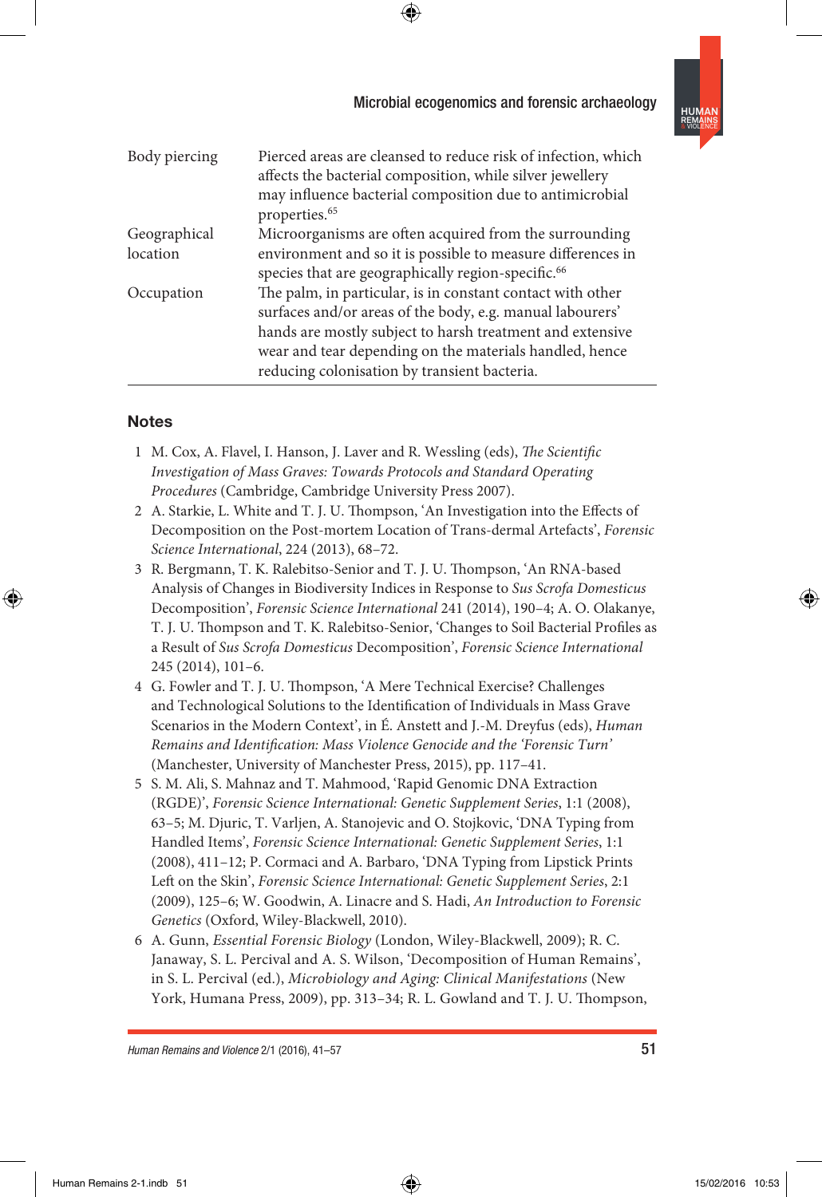| | |
|---|---|
| Body piercing | Pierced areas are cleansed to reduce risk of infection, which affects the bacterial composition, while silver jewellery may influence bacterial composition due to antimicrobial properties.[65] |
| Geographical location | Microorganisms are often acquired from the surrounding environment and so it is possible to measure differences in species that are geographically region-specific.[66] |
| Occupation | The palm, in particular, is in constant contact with other surfaces and/or areas of the body, e.g. manual labourers' hands are mostly subject to harsh treatment and extensive wear and tear depending on the materials handled, hence reducing colonisation by transient bacteria. |

## Notes

1 M. Cox, A. Flavel, I. Hanson, J. Laver and R. Wessling (eds), *The Scientific Investigation of Mass Graves: Towards Protocols and Standard Operating Procedures* (Cambridge, Cambridge University Press 2007).

2 A. Starkie, L. White and T. J. U. Thompson, 'An Investigation into the Effects of Decomposition on the Post-mortem Location of Trans-dermal Artefacts', *Forensic Science International*, 224 (2013), 68–72.

3 R. Bergmann, T. K. Ralebitso-Senior and T. J. U. Thompson, 'An RNA-based Analysis of Changes in Biodiversity Indices in Response to *Sus Scrofa Domesticus* Decomposition', *Forensic Science International* 241 (2014), 190–4; A. O. Olakanye, T. J. U. Thompson and T. K. Ralebitso-Senior, 'Changes to Soil Bacterial Profiles as a Result of *Sus Scrofa Domesticus* Decomposition', *Forensic Science International* 245 (2014), 101–6.

4 G. Fowler and T. J. U. Thompson, 'A Mere Technical Exercise? Challenges and Technological Solutions to the Identification of Individuals in Mass Grave Scenarios in the Modern Context', in É. Anstett and J.-M. Dreyfus (eds), *Human Remains and Identification: Mass Violence Genocide and the 'Forensic Turn'* (Manchester, University of Manchester Press, 2015), pp. 117–41.

5 S. M. Ali, S. Mahnaz and T. Mahmood, 'Rapid Genomic DNA Extraction (RGDE)', *Forensic Science International: Genetic Supplement Series*, 1:1 (2008), 63–5; M. Djuric, T. Varljen, A. Stanojevic and O. Stojkovic, 'DNA Typing from Handled Items', *Forensic Science International: Genetic Supplement Series*, 1:1 (2008), 411–12; P. Cormaci and A. Barbaro, 'DNA Typing from Lipstick Prints Left on the Skin', *Forensic Science International: Genetic Supplement Series*, 2:1 (2009), 125–6; W. Goodwin, A. Linacre and S. Hadi, *An Introduction to Forensic Genetics* (Oxford, Wiley-Blackwell, 2010).

6 A. Gunn, *Essential Forensic Biology* (London, Wiley-Blackwell, 2009); R. C. Janaway, S. L. Percival and A. S. Wilson, 'Decomposition of Human Remains', in S. L. Percival (ed.), *Microbiology and Aging: Clinical Manifestations* (New York, Humana Press, 2009), pp. 313–34; R. L. Gowland and T. J. U. Thompson,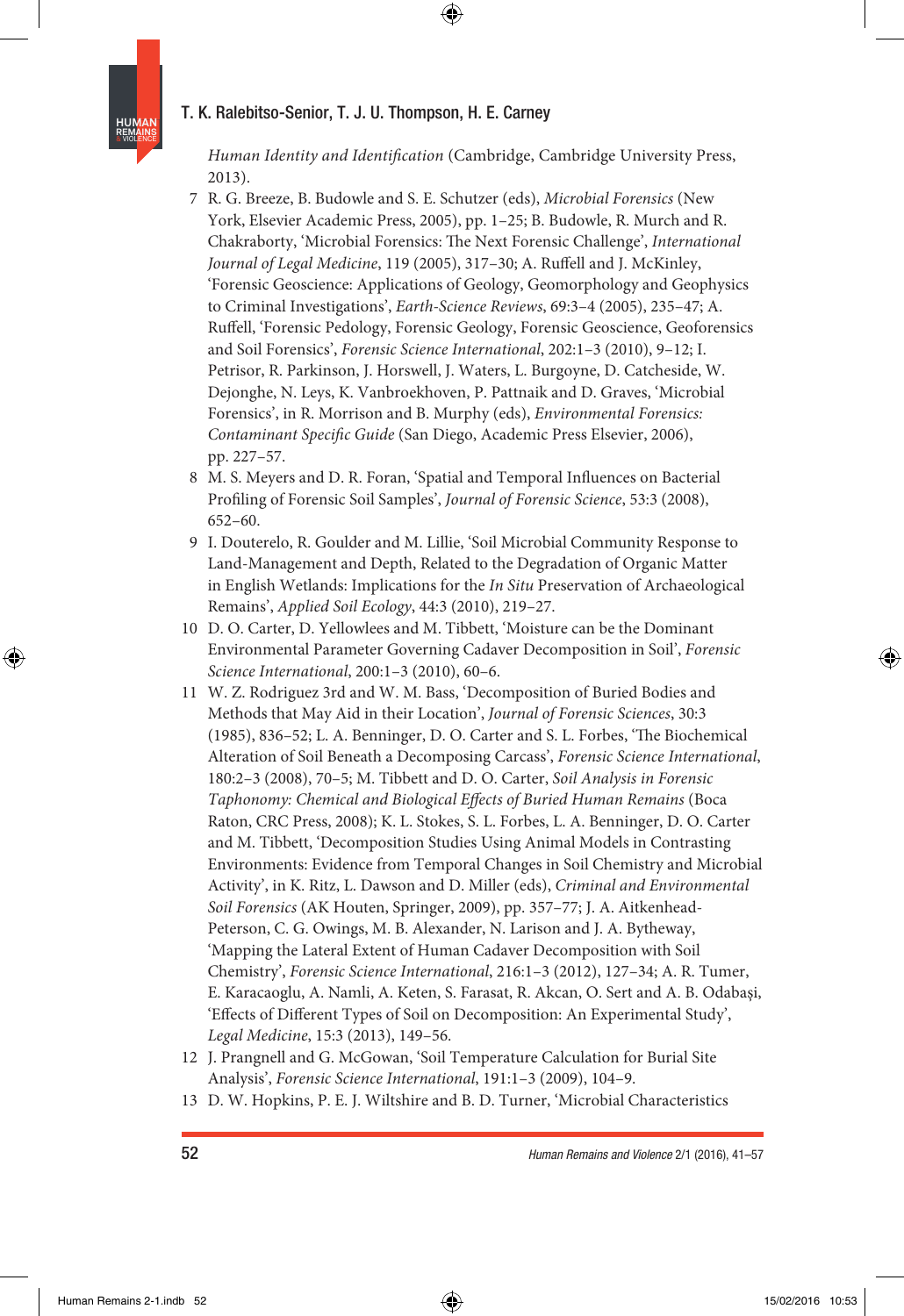*Human Identity and Identification* (Cambridge, Cambridge University Press, 2013).

7 R. G. Breeze, B. Budowle and S. E. Schutzer (eds), *Microbial Forensics* (New York, Elsevier Academic Press, 2005), pp. 1–25; B. Budowle, R. Murch and R. Chakraborty, 'Microbial Forensics: The Next Forensic Challenge', *International Journal of Legal Medicine*, 119 (2005), 317–30; A. Ruffell and J. McKinley, 'Forensic Geoscience: Applications of Geology, Geomorphology and Geophysics to Criminal Investigations', *Earth-Science Reviews*, 69:3–4 (2005), 235–47; A. Ruffell, 'Forensic Pedology, Forensic Geology, Forensic Geoscience, Geoforensics and Soil Forensics', *Forensic Science International*, 202:1–3 (2010), 9–12; I. Petrisor, R. Parkinson, J. Horswell, J. Waters, L. Burgoyne, D. Catcheside, W. Dejonghe, N. Leys, K. Vanbroekhoven, P. Pattnaik and D. Graves, 'Microbial Forensics', in R. Morrison and B. Murphy (eds), *Environmental Forensics: Contaminant Specific Guide* (San Diego, Academic Press Elsevier, 2006), pp. 227–57.

8 M. S. Meyers and D. R. Foran, 'Spatial and Temporal Influences on Bacterial Profiling of Forensic Soil Samples', *Journal of Forensic Science*, 53:3 (2008), 652–60.

9 I. Douterelo, R. Goulder and M. Lillie, 'Soil Microbial Community Response to Land-Management and Depth, Related to the Degradation of Organic Matter in English Wetlands: Implications for the *In Situ* Preservation of Archaeological Remains', *Applied Soil Ecology*, 44:3 (2010), 219–27.

10 D. O. Carter, D. Yellowlees and M. Tibbett, 'Moisture can be the Dominant Environmental Parameter Governing Cadaver Decomposition in Soil', *Forensic Science International*, 200:1–3 (2010), 60–6.

11 W. Z. Rodriguez 3rd and W. M. Bass, 'Decomposition of Buried Bodies and Methods that May Aid in their Location', *Journal of Forensic Sciences*, 30:3 (1985), 836–52; L. A. Benninger, D. O. Carter and S. L. Forbes, 'The Biochemical Alteration of Soil Beneath a Decomposing Carcass', *Forensic Science International*, 180:2–3 (2008), 70–5; M. Tibbett and D. O. Carter, *Soil Analysis in Forensic Taphonomy: Chemical and Biological Effects of Buried Human Remains* (Boca Raton, CRC Press, 2008); K. L. Stokes, S. L. Forbes, L. A. Benninger, D. O. Carter and M. Tibbett, 'Decomposition Studies Using Animal Models in Contrasting Environments: Evidence from Temporal Changes in Soil Chemistry and Microbial Activity', in K. Ritz, L. Dawson and D. Miller (eds), *Criminal and Environmental Soil Forensics* (AK Houten, Springer, 2009), pp. 357–77; J. A. Aitkenhead-Peterson, C. G. Owings, M. B. Alexander, N. Larison and J. A. Bytheway, 'Mapping the Lateral Extent of Human Cadaver Decomposition with Soil Chemistry', *Forensic Science International*, 216:1–3 (2012), 127–34; A. R. Tumer, E. Karacaoglu, A. Namli, A. Keten, S. Farasat, R. Akcan, O. Sert and A. B. Odabaşi, 'Effects of Different Types of Soil on Decomposition: An Experimental Study', *Legal Medicine*, 15:3 (2013), 149–56.

12 J. Prangnell and G. McGowan, 'Soil Temperature Calculation for Burial Site Analysis', *Forensic Science International*, 191:1–3 (2009), 104–9.

13 D. W. Hopkins, P. E. J. Wiltshire and B. D. Turner, 'Microbial Characteristics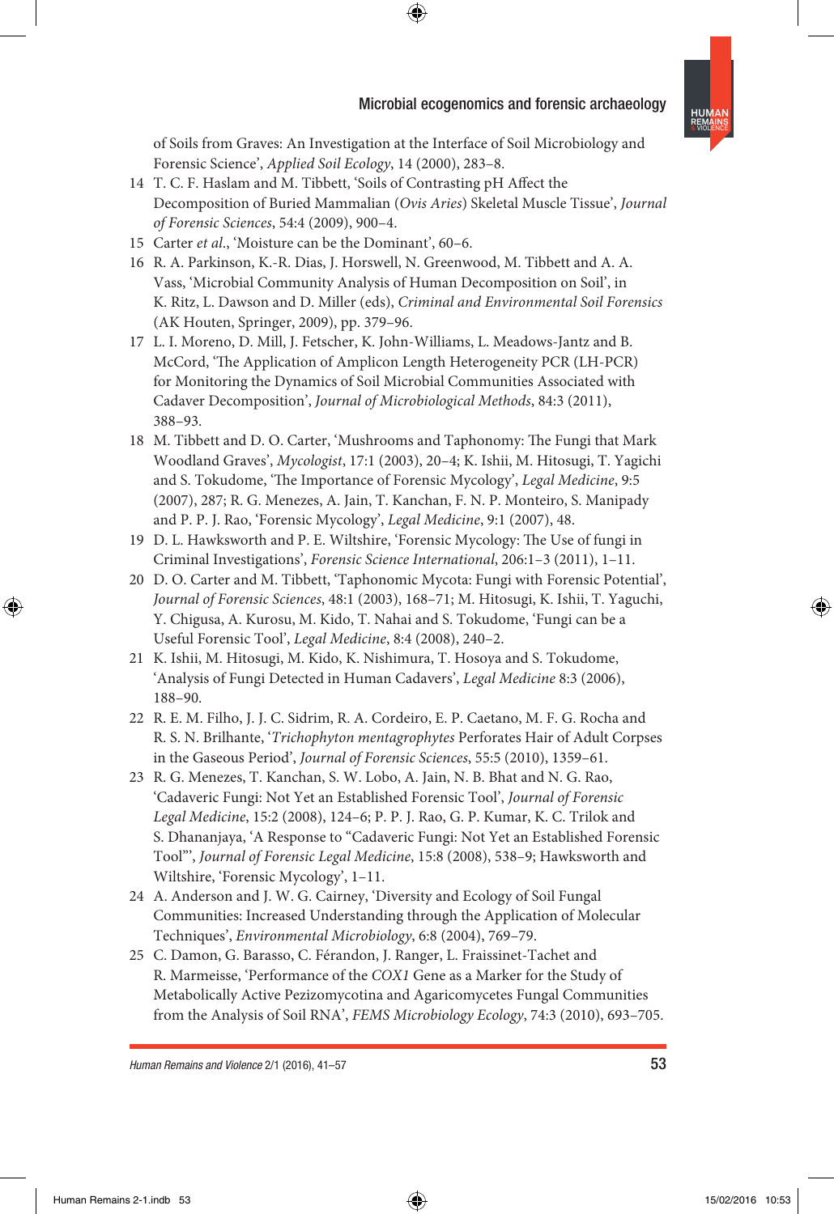of Soils from Graves: An Investigation at the Interface of Soil Microbiology and Forensic Science', *Applied Soil Ecology*, 14 (2000), 283–8.

14 T. C. F. Haslam and M. Tibbett, 'Soils of Contrasting pH Affect the Decomposition of Buried Mammalian (*Ovis Aries*) Skeletal Muscle Tissue', *Journal of Forensic Sciences*, 54:4 (2009), 900–4.

15 Carter *et al*., 'Moisture can be the Dominant', 60–6.

16 R. A. Parkinson, K.-R. Dias, J. Horswell, N. Greenwood, M. Tibbett and A. A. Vass, 'Microbial Community Analysis of Human Decomposition on Soil', in K. Ritz, L. Dawson and D. Miller (eds), *Criminal and Environmental Soil Forensics* (AK Houten, Springer, 2009), pp. 379–96.

17 L. I. Moreno, D. Mill, J. Fetscher, K. John-Williams, L. Meadows-Jantz and B. McCord, 'The Application of Amplicon Length Heterogeneity PCR (LH-PCR) for Monitoring the Dynamics of Soil Microbial Communities Associated with Cadaver Decomposition', *Journal of Microbiological Methods*, 84:3 (2011), 388–93.

18 M. Tibbett and D. O. Carter, 'Mushrooms and Taphonomy: The Fungi that Mark Woodland Graves', *Mycologist*, 17:1 (2003), 20–4; K. Ishii, M. Hitosugi, T. Yagichi and S. Tokudome, 'The Importance of Forensic Mycology', *Legal Medicine*, 9:5 (2007), 287; R. G. Menezes, A. Jain, T. Kanchan, F. N. P. Monteiro, S. Manipady and P. P. J. Rao, 'Forensic Mycology', *Legal Medicine*, 9:1 (2007), 48.

19 D. L. Hawksworth and P. E. Wiltshire, 'Forensic Mycology: The Use of fungi in Criminal Investigations', *Forensic Science International*, 206:1–3 (2011), 1–11.

20 D. O. Carter and M. Tibbett, 'Taphonomic Mycota: Fungi with Forensic Potential', *Journal of Forensic Sciences*, 48:1 (2003), 168–71; M. Hitosugi, K. Ishii, T. Yaguchi, Y. Chigusa, A. Kurosu, M. Kido, T. Nahai and S. Tokudome, 'Fungi can be a Useful Forensic Tool', *Legal Medicine*, 8:4 (2008), 240–2.

21 K. Ishii, M. Hitosugi, M. Kido, K. Nishimura, T. Hosoya and S. Tokudome, 'Analysis of Fungi Detected in Human Cadavers', *Legal Medicine* 8:3 (2006), 188–90.

22 R. E. M. Filho, J. J. C. Sidrim, R. A. Cordeiro, E. P. Caetano, M. F. G. Rocha and R. S. N. Brilhante, '*Trichophyton mentagrophytes* Perforates Hair of Adult Corpses in the Gaseous Period', *Journal of Forensic Sciences*, 55:5 (2010), 1359–61.

23 R. G. Menezes, T. Kanchan, S. W. Lobo, A. Jain, N. B. Bhat and N. G. Rao, 'Cadaveric Fungi: Not Yet an Established Forensic Tool', *Journal of Forensic Legal Medicine*, 15:2 (2008), 124–6; P. P. J. Rao, G. P. Kumar, K. C. Trilok and S. Dhananjaya, 'A Response to "Cadaveric Fungi: Not Yet an Established Forensic Tool"', *Journal of Forensic Legal Medicine*, 15:8 (2008), 538–9; Hawksworth and Wiltshire, 'Forensic Mycology', 1–11.

24 A. Anderson and J. W. G. Cairney, 'Diversity and Ecology of Soil Fungal Communities: Increased Understanding through the Application of Molecular Techniques', *Environmental Microbiology*, 6:8 (2004), 769–79.

25 C. Damon, G. Barasso, C. Férandon, J. Ranger, L. Fraissinet-Tachet and R. Marmeisse, 'Performance of the *COX1* Gene as a Marker for the Study of Metabolically Active Pezizomycotina and Agaricomycetes Fungal Communities from the Analysis of Soil RNA', *FEMS Microbiology Ecology*, 74:3 (2010), 693–705.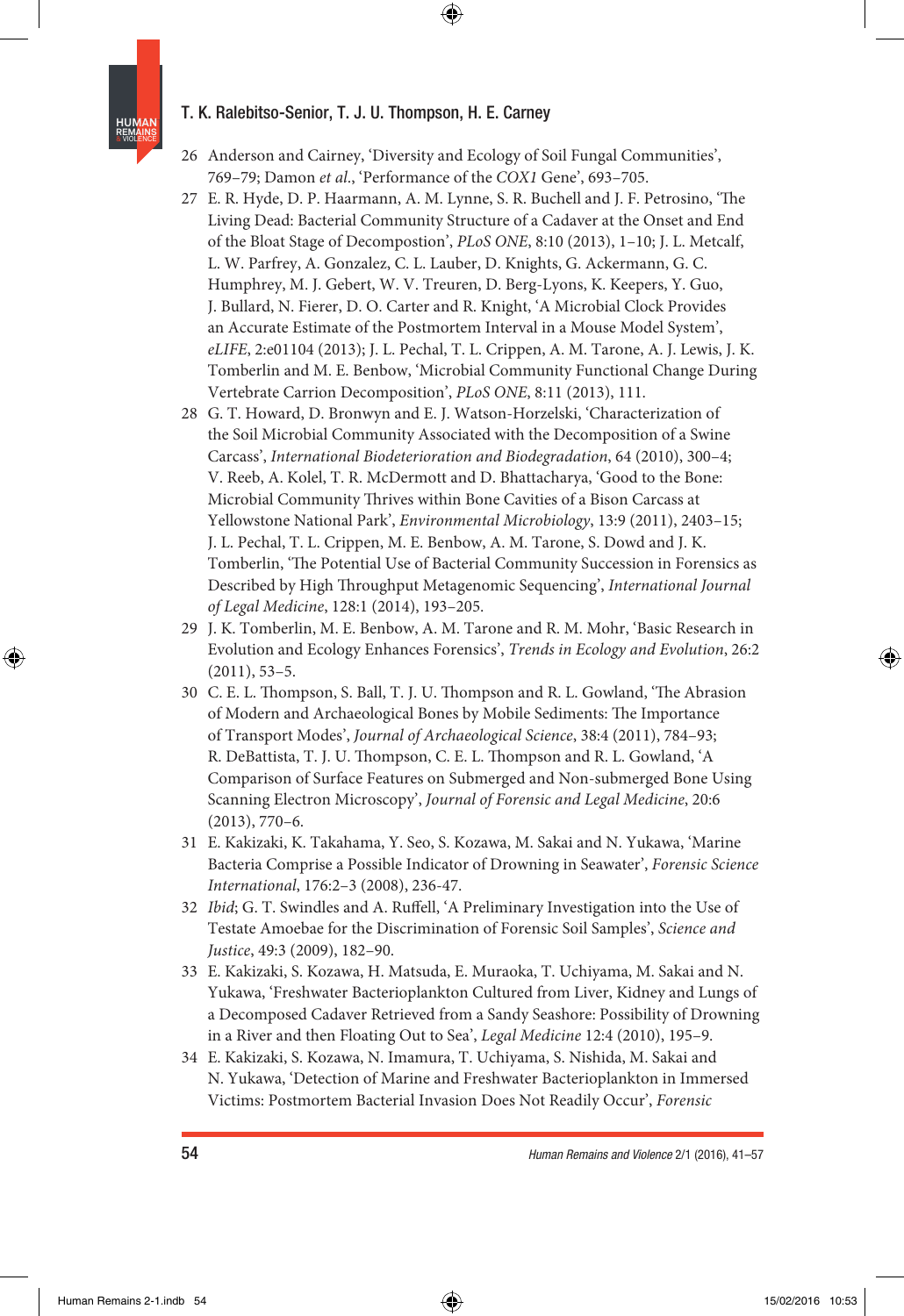26 Anderson and Cairney, 'Diversity and Ecology of Soil Fungal Communities', 769–79; Damon *et al*., 'Performance of the *COX1* Gene', 693–705.

27 E. R. Hyde, D. P. Haarmann, A. M. Lynne, S. R. Buchell and J. F. Petrosino, 'The Living Dead: Bacterial Community Structure of a Cadaver at the Onset and End of the Bloat Stage of Decompostion', *PLoS ONE*, 8:10 (2013), 1–10; J. L. Metcalf, L. W. Parfrey, A. Gonzalez, C. L. Lauber, D. Knights, G. Ackermann, G. C. Humphrey, M. J. Gebert, W. V. Treuren, D. Berg-Lyons, K. Keepers, Y. Guo, J. Bullard, N. Fierer, D. O. Carter and R. Knight, 'A Microbial Clock Provides an Accurate Estimate of the Postmortem Interval in a Mouse Model System', *eLIFE*, 2:e01104 (2013); J. L. Pechal, T. L. Crippen, A. M. Tarone, A. J. Lewis, J. K. Tomberlin and M. E. Benbow, 'Microbial Community Functional Change During Vertebrate Carrion Decomposition', *PLoS ONE*, 8:11 (2013), 111.

28 G. T. Howard, D. Bronwyn and E. J. Watson-Horzelski, 'Characterization of the Soil Microbial Community Associated with the Decomposition of a Swine Carcass', *International Biodeterioration and Biodegradation*, 64 (2010), 300–4; V. Reeb, A. Kolel, T. R. McDermott and D. Bhattacharya, 'Good to the Bone: Microbial Community Thrives within Bone Cavities of a Bison Carcass at Yellowstone National Park', *Environmental Microbiology*, 13:9 (2011), 2403–15; J. L. Pechal, T. L. Crippen, M. E. Benbow, A. M. Tarone, S. Dowd and J. K. Tomberlin, 'The Potential Use of Bacterial Community Succession in Forensics as Described by High Throughput Metagenomic Sequencing', *International Journal of Legal Medicine*, 128:1 (2014), 193–205.

29 J. K. Tomberlin, M. E. Benbow, A. M. Tarone and R. M. Mohr, 'Basic Research in Evolution and Ecology Enhances Forensics', *Trends in Ecology and Evolution*, 26:2 (2011), 53–5.

30 C. E. L. Thompson, S. Ball, T. J. U. Thompson and R. L. Gowland, 'The Abrasion of Modern and Archaeological Bones by Mobile Sediments: The Importance of Transport Modes', *Journal of Archaeological Science*, 38:4 (2011), 784–93; R. DeBattista, T. J. U. Thompson, C. E. L. Thompson and R. L. Gowland, 'A Comparison of Surface Features on Submerged and Non-submerged Bone Using Scanning Electron Microscopy', *Journal of Forensic and Legal Medicine*, 20:6 (2013), 770–6.

31 E. Kakizaki, K. Takahama, Y. Seo, S. Kozawa, M. Sakai and N. Yukawa, 'Marine Bacteria Comprise a Possible Indicator of Drowning in Seawater', *Forensic Science International*, 176:2–3 (2008), 236-47.

32 *Ibid*; G. T. Swindles and A. Ruffell, 'A Preliminary Investigation into the Use of Testate Amoebae for the Discrimination of Forensic Soil Samples', *Science and Justice*, 49:3 (2009), 182–90.

33 E. Kakizaki, S. Kozawa, H. Matsuda, E. Muraoka, T. Uchiyama, M. Sakai and N. Yukawa, 'Freshwater Bacterioplankton Cultured from Liver, Kidney and Lungs of a Decomposed Cadaver Retrieved from a Sandy Seashore: Possibility of Drowning in a River and then Floating Out to Sea', *Legal Medicine* 12:4 (2010), 195–9.

34 E. Kakizaki, S. Kozawa, N. Imamura, T. Uchiyama, S. Nishida, M. Sakai and N. Yukawa, 'Detection of Marine and Freshwater Bacterioplankton in Immersed Victims: Postmortem Bacterial Invasion Does Not Readily Occur', *Forensic*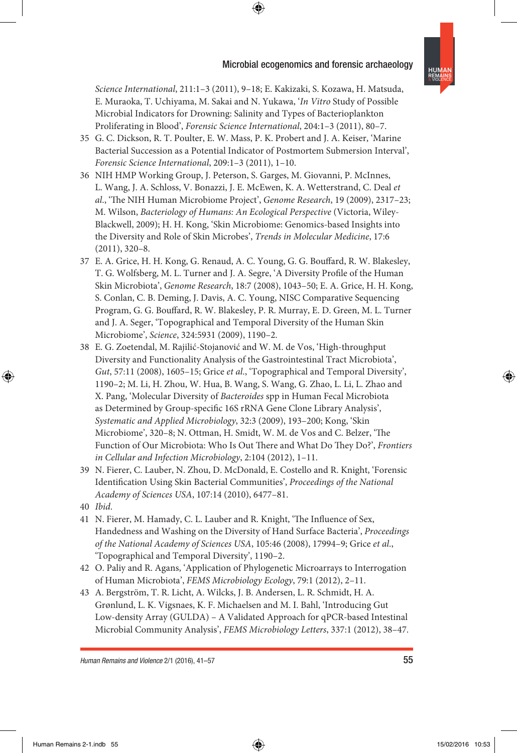*Science International*, 211:1–3 (2011), 9–18; E. Kakizaki, S. Kozawa, H. Matsuda, E. Muraoka, T. Uchiyama, M. Sakai and N. Yukawa, '*In Vitro* Study of Possible Microbial Indicators for Drowning: Salinity and Types of Bacterioplankton Proliferating in Blood', *Forensic Science International*, 204:1–3 (2011), 80–7.

35 G. C. Dickson, R. T. Poulter, E. W. Mass, P. K. Probert and J. A. Keiser, 'Marine Bacterial Succession as a Potential Indicator of Postmortem Submersion Interval', *Forensic Science International*, 209:1–3 (2011), 1–10.

36 NIH HMP Working Group, J. Peterson, S. Garges, M. Giovanni, P. McInnes, L. Wang, J. A. Schloss, V. Bonazzi, J. E. McEwen, K. A. Wetterstrand, C. Deal *et al*., 'The NIH Human Microbiome Project', *Genome Research*, 19 (2009), 2317–23; M. Wilson, *Bacteriology of Humans: An Ecological Perspective* (Victoria, Wiley-Blackwell, 2009); H. H. Kong, 'Skin Microbiome: Genomics-based Insights into the Diversity and Role of Skin Microbes', *Trends in Molecular Medicine*, 17:6 (2011), 320–8.

37 E. A. Grice, H. H. Kong, G. Renaud, A. C. Young, G. G. Bouffard, R. W. Blakesley, T. G. Wolfsberg, M. L. Turner and J. A. Segre, 'A Diversity Profile of the Human Skin Microbiota', *Genome Research*, 18:7 (2008), 1043–50; E. A. Grice, H. H. Kong, S. Conlan, C. B. Deming, J. Davis, A. C. Young, NISC Comparative Sequencing Program, G. G. Bouffard, R. W. Blakesley, P. R. Murray, E. D. Green, M. L. Turner and J. A. Seger, 'Topographical and Temporal Diversity of the Human Skin Microbiome', *Science*, 324:5931 (2009), 1190–2.

38 E. G. Zoetendal, M. Rajilić-Stojanović and W. M. de Vos, 'High-throughput Diversity and Functionality Analysis of the Gastrointestinal Tract Microbiota', *Gut*, 57:11 (2008), 1605–15; Grice *et al*., 'Topographical and Temporal Diversity', 1190–2; M. Li, H. Zhou, W. Hua, B. Wang, S. Wang, G. Zhao, L. Li, L. Zhao and X. Pang, 'Molecular Diversity of *Bacteroides* spp in Human Fecal Microbiota as Determined by Group-specific 16S rRNA Gene Clone Library Analysis', *Systematic and Applied Microbiology*, 32:3 (2009), 193–200; Kong, 'Skin Microbiome', 320–8; N. Ottman, H. Smidt, W. M. de Vos and C. Belzer, 'The Function of Our Microbiota: Who Is Out There and What Do They Do?', *Frontiers in Cellular and Infection Microbiology*, 2:104 (2012), 1–11.

39 N. Fierer, C. Lauber, N. Zhou, D. McDonald, E. Costello and R. Knight, 'Forensic Identification Using Skin Bacterial Communities', *Proceedings of the National Academy of Sciences USA*, 107:14 (2010), 6477–81.

40 *Ibid*.

41 N. Fierer, M. Hamady, C. L. Lauber and R. Knight, 'The Influence of Sex, Handedness and Washing on the Diversity of Hand Surface Bacteria', *Proceedings of the National Academy of Sciences USA*, 105:46 (2008), 17994–9; Grice *et al*., 'Topographical and Temporal Diversity', 1190–2.

42 O. Paliy and R. Agans, 'Application of Phylogenetic Microarrays to Interrogation of Human Microbiota', *FEMS Microbiology Ecology*, 79:1 (2012), 2–11.

43 A. Bergström, T. R. Licht, A. Wilcks, J. B. Andersen, L. R. Schmidt, H. A. Grønlund, L. K. Vigsnaes, K. F. Michaelsen and M. I. Bahl, 'Introducing Gut Low-density Array (GULDA) – A Validated Approach for qPCR-based Intestinal Microbial Community Analysis', *FEMS Microbiology Letters*, 337:1 (2012), 38–47.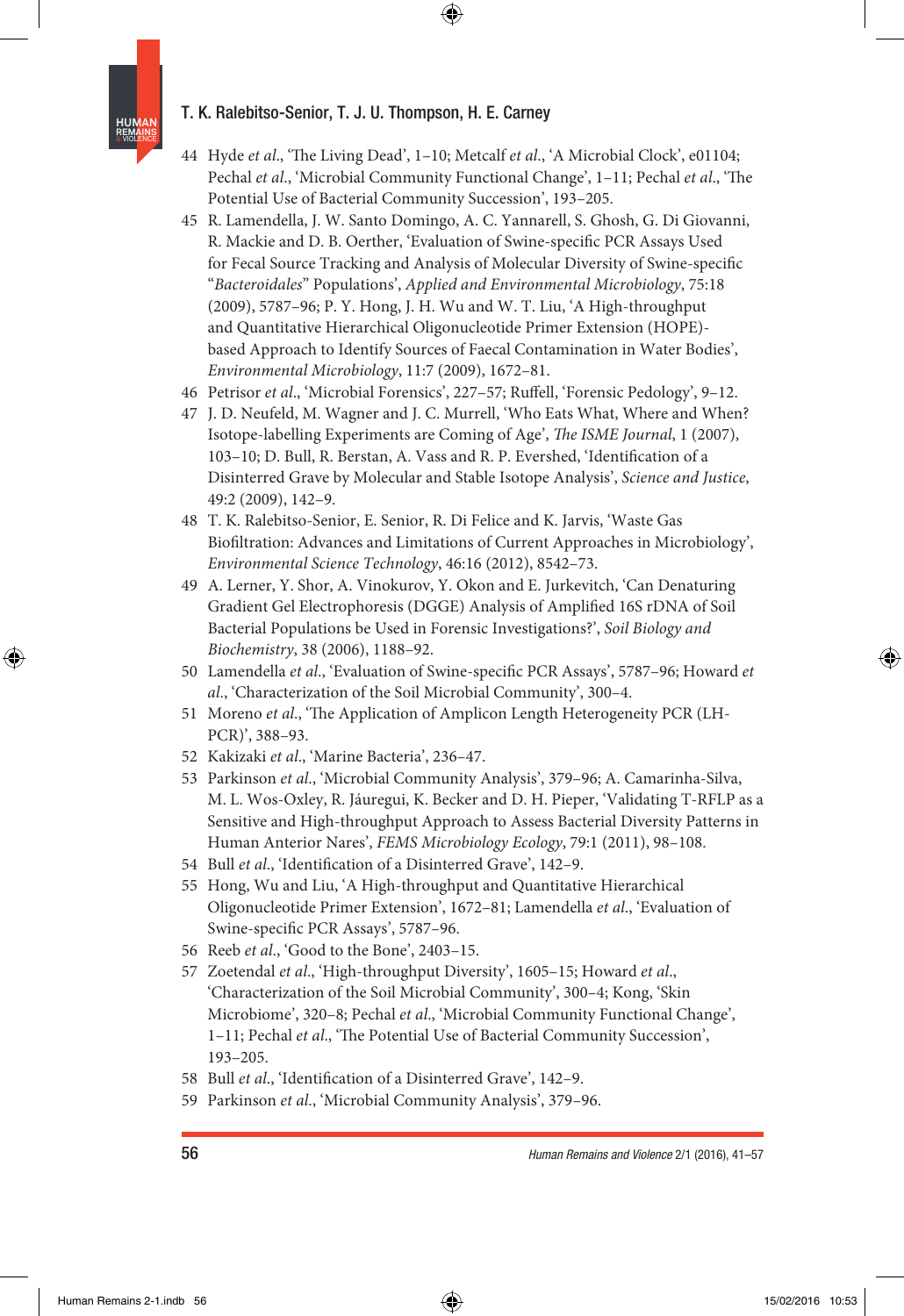44 Hyde *et al*., 'The Living Dead', 1–10; Metcalf *et al*., 'A Microbial Clock', e01104; Pechal *et al*., 'Microbial Community Functional Change', 1–11; Pechal *et al*., 'The Potential Use of Bacterial Community Succession', 193–205.

45 R. Lamendella, J. W. Santo Domingo, A. C. Yannarell, S. Ghosh, G. Di Giovanni, R. Mackie and D. B. Oerther, 'Evaluation of Swine-specific PCR Assays Used for Fecal Source Tracking and Analysis of Molecular Diversity of Swine-specific "*Bacteroidales*" Populations', *Applied and Environmental Microbiology*, 75:18 (2009), 5787–96; P. Y. Hong, J. H. Wu and W. T. Liu, 'A High-throughput and Quantitative Hierarchical Oligonucleotide Primer Extension (HOPE)-based Approach to Identify Sources of Faecal Contamination in Water Bodies', *Environmental Microbiology*, 11:7 (2009), 1672–81.

46 Petrisor *et al*., 'Microbial Forensics', 227–57; Ruffell, 'Forensic Pedology', 9–12.

47 J. D. Neufeld, M. Wagner and J. C. Murrell, 'Who Eats What, Where and When? Isotope-labelling Experiments are Coming of Age', *The ISME Journal*, 1 (2007), 103–10; D. Bull, R. Berstan, A. Vass and R. P. Evershed, 'Identification of a Disinterred Grave by Molecular and Stable Isotope Analysis', *Science and Justice*, 49:2 (2009), 142–9.

48 T. K. Ralebitso-Senior, E. Senior, R. Di Felice and K. Jarvis, 'Waste Gas Biofiltration: Advances and Limitations of Current Approaches in Microbiology', *Environmental Science Technology*, 46:16 (2012), 8542–73.

49 A. Lerner, Y. Shor, A. Vinokurov, Y. Okon and E. Jurkevitch, 'Can Denaturing Gradient Gel Electrophoresis (DGGE) Analysis of Amplified 16S rDNA of Soil Bacterial Populations be Used in Forensic Investigations?', *Soil Biology and Biochemistry*, 38 (2006), 1188–92.

50 Lamendella *et al*., 'Evaluation of Swine-specific PCR Assays', 5787–96; Howard *et al*., 'Characterization of the Soil Microbial Community', 300–4.

51 Moreno *et al*., 'The Application of Amplicon Length Heterogeneity PCR (LH-PCR)', 388–93.

52 Kakizaki *et al*., 'Marine Bacteria', 236–47.

53 Parkinson *et al*., 'Microbial Community Analysis', 379–96; A. Camarinha-Silva, M. L. Wos-Oxley, R. Jáuregui, K. Becker and D. H. Pieper, 'Validating T-RFLP as a Sensitive and High-throughput Approach to Assess Bacterial Diversity Patterns in Human Anterior Nares', *FEMS Microbiology Ecology*, 79:1 (2011), 98–108.

54 Bull *et al*., 'Identification of a Disinterred Grave', 142–9.

55 Hong, Wu and Liu, 'A High-throughput and Quantitative Hierarchical Oligonucleotide Primer Extension', 1672–81; Lamendella *et al*., 'Evaluation of Swine-specific PCR Assays', 5787–96.

56 Reeb *et al*., 'Good to the Bone', 2403–15.

57 Zoetendal *et al*., 'High-throughput Diversity', 1605–15; Howard *et al*., 'Characterization of the Soil Microbial Community', 300–4; Kong, 'Skin Microbiome', 320–8; Pechal *et al*., 'Microbial Community Functional Change', 1–11; Pechal *et al*., 'The Potential Use of Bacterial Community Succession', 193–205.

58 Bull *et al*., 'Identification of a Disinterred Grave', 142–9.

59 Parkinson *et al*., 'Microbial Community Analysis', 379–96.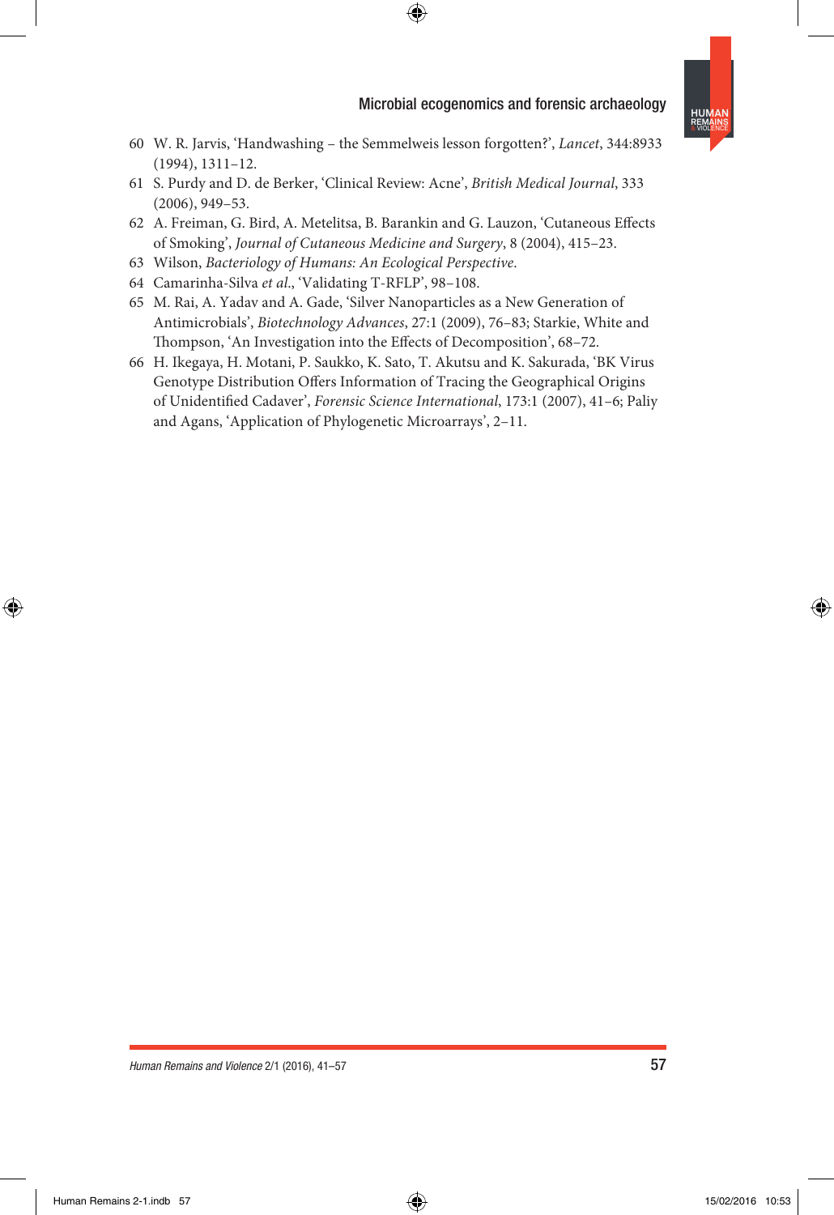60 W. R. Jarvis, 'Handwashing – the Semmelweis lesson forgotten?', *Lancet*, 344:8933 (1994), 1311–12.

61 S. Purdy and D. de Berker, 'Clinical Review: Acne', *British Medical Journal*, 333 (2006), 949–53.

62 A. Freiman, G. Bird, A. Metelitsa, B. Barankin and G. Lauzon, 'Cutaneous Effects of Smoking', *Journal of Cutaneous Medicine and Surgery*, 8 (2004), 415–23.

63 Wilson, *Bacteriology of Humans: An Ecological Perspective*.

64 Camarinha-Silva *et al*., 'Validating T-RFLP', 98–108.

65 M. Rai, A. Yadav and A. Gade, 'Silver Nanoparticles as a New Generation of Antimicrobials', *Biotechnology Advances*, 27:1 (2009), 76–83; Starkie, White and Thompson, 'An Investigation into the Effects of Decomposition', 68–72.

66 H. Ikegaya, H. Motani, P. Saukko, K. Sato, T. Akutsu and K. Sakurada, 'BK Virus Genotype Distribution Offers Information of Tracing the Geographical Origins of Unidentified Cadaver', *Forensic Science International*, 173:1 (2007), 41–6; Paliy and Agans, 'Application of Phylogenetic Microarrays', 2–11.